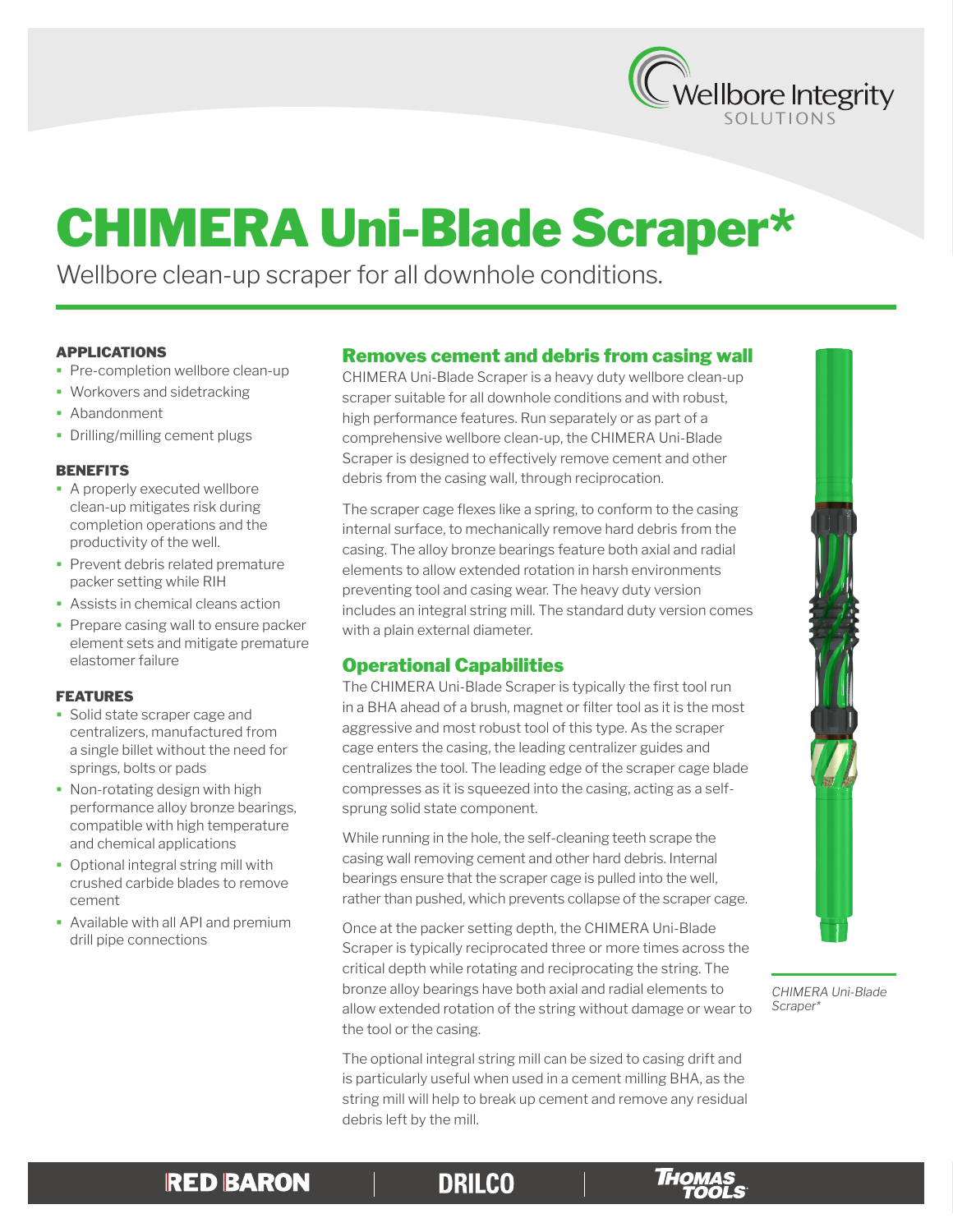# CHIMERA Uni-Blade Scraper*

Wellbore clean-up scraper for all downhole conditions.

### APPLICATIONS

- Pre-completion wellbore clean-up
- Workovers and sidetracking
- Abandonment
- Drilling/milling cement plugs

### BENEFITS

- A properly executed wellbore clean-up mitigates risk during completion operations and the productivity of the well.
- Prevent debris related premature packer setting while RIH
- Assists in chemical cleans action
- Prepare casing wall to ensure packer element sets and mitigate premature elastomer failure

### FEATURES

- Solid state scraper cage and centralizers, manufactured from a single billet without the need for springs, bolts or pads
- Non-rotating design with high performance alloy bronze bearings, compatible with high temperature and chemical applications
- Optional integral string mill with crushed carbide blades to remove cement
- Available with all API and premium drill pipe connections

## Removes cement and debris from casing wall

CHIMERA Uni-Blade Scraper is a heavy duty wellbore clean-up scraper suitable for all downhole conditions and with robust, high performance features. Run separately or as part of a comprehensive wellbore clean-up, the CHIMERA Uni-Blade Scraper is designed to effectively remove cement and other debris from the casing wall, through reciprocation.

The scraper cage flexes like a spring, to conform to the casing internal surface, to mechanically remove hard debris from the casing. The alloy bronze bearings feature both axial and radial elements to allow extended rotation in harsh environments preventing tool and casing wear. The heavy duty version includes an integral string mill. The standard duty version comes with a plain external diameter.

## Operational Capabilities

The CHIMERA Uni-Blade Scraper is typically the first tool run in a BHA ahead of a brush, magnet or filter tool as it is the most aggressive and most robust tool of this type. As the scraper cage enters the casing, the leading centralizer guides and centralizes the tool. The leading edge of the scraper cage blade compresses as it is squeezed into the casing, acting as a self-sprung solid state component.

While running in the hole, the self-cleaning teeth scrape the casing wall removing cement and other hard debris. Internal bearings ensure that the scraper cage is pulled into the well, rather than pushed, which prevents collapse of the scraper cage.

Once at the packer setting depth, the CHIMERA Uni-Blade Scraper is typically reciprocated three or more times across the critical depth while rotating and reciprocating the string. The bronze alloy bearings have both axial and radial elements to allow extended rotation of the string without damage or wear to the tool or the casing.

The optional integral string mill can be sized to casing drift and is particularly useful when used in a cement milling BHA, as the string mill will help to break up cement and remove any residual debris left by the mill.

*CHIMERA Uni-Blade Scraper**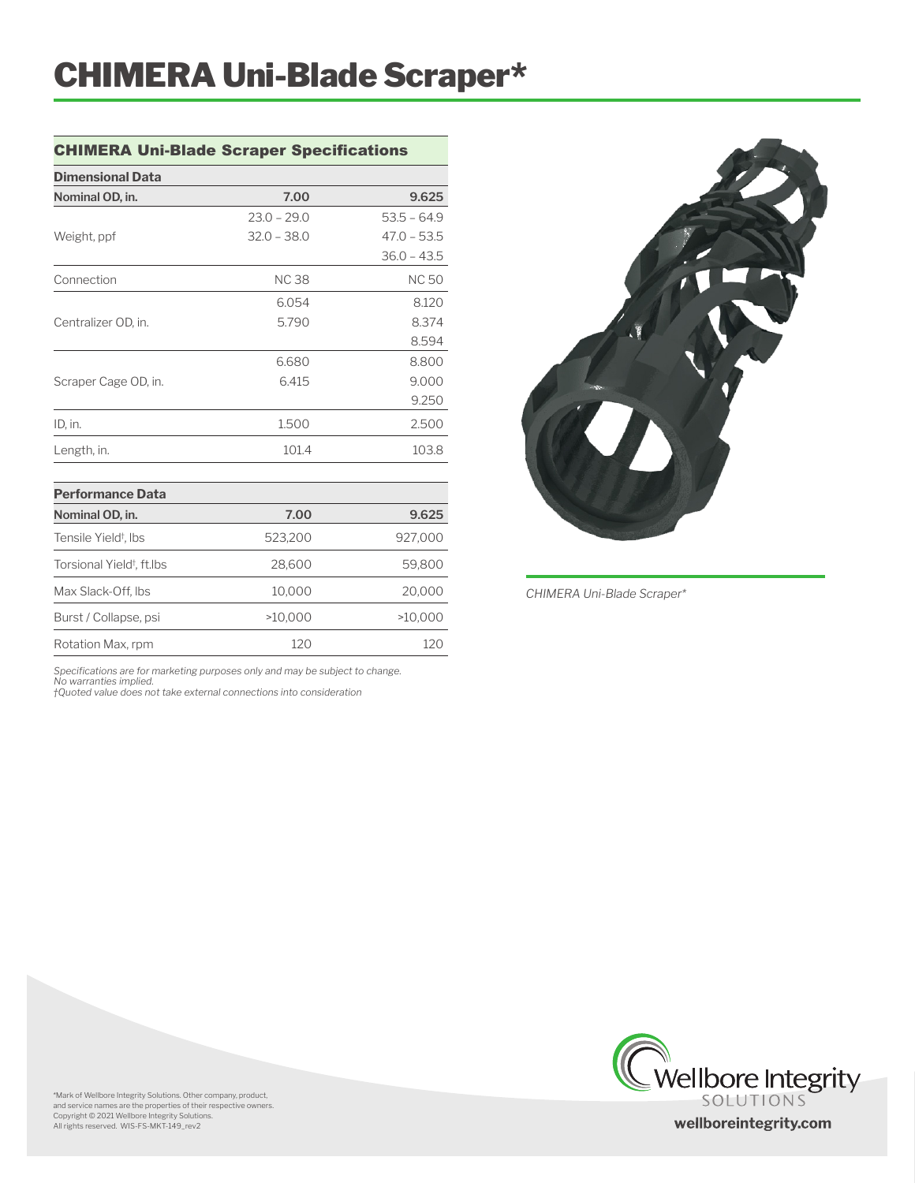# CHIMERA Uni-Blade Scraper*

## CHIMERA Uni-Blade Scraper Specifications

| Dimensional Data | | |
|---|---|---|
| **Nominal OD, in.** | **7.00** | **9.625** |
| Weight, ppf | 23.0 – 29.0 | 53.5 – 64.9 |
| | 32.0 – 38.0 | 47.0 – 53.5 |
| | | 36.0 – 43.5 |
| Connection | NC 38 | NC 50 |
| Centralizer OD, in. | 6.054 | 8.120 |
| | 5.790 | 8.374 |
| | | 8.594 |
| Scraper Cage OD, in. | 6.680 | 8.800 |
| | 6.415 | 9.000 |
| | | 9.250 |
| ID, in. | 1.500 | 2.500 |
| Length, in. | 101.4 | 103.8 |

| Performance Data | | |
|---|---|---|
| **Nominal OD, in.** | **7.00** | **9.625** |
| Tensile Yield†, lbs | 523,200 | 927,000 |
| Torsional Yield†, ft.lbs | 28,600 | 59,800 |
| Max Slack-Off, lbs | 10,000 | 20,000 |
| Burst / Collapse, psi | >10,000 | >10,000 |
| Rotation Max, rpm | 120 | 120 |

*Specifications are for marketing purposes only and may be subject to change.*
*No warranties implied.*
*†Quoted value does not take external connections into consideration*

*CHIMERA Uni-Blade Scraper**

*Mark of Wellbore Integrity Solutions. Other company, product, and service names are the properties of their respective owners.
Copyright © 2021 Wellbore Integrity Solutions.
All rights reserved. WIS-FS-MKT-149_rev2

Wellbore Integrity SOLUTIONS

**wellboreintegrity.com**